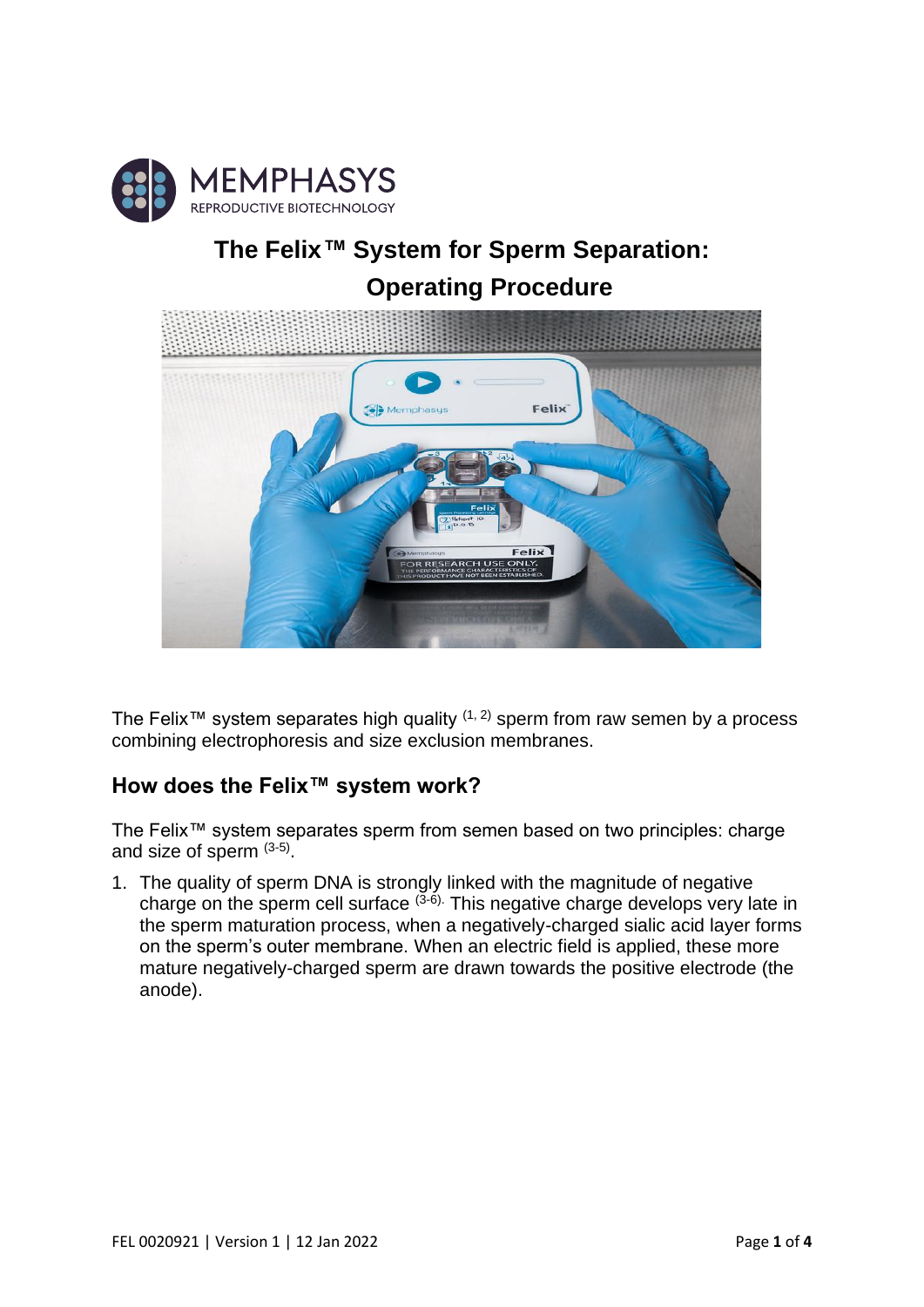# The Felix™ System for Sperm Separation: Operating Procedure

The Felix™ system separates high quality [1, 2] sperm from raw semen by a process combining electrophoresis and size exclusion membranes.

## How does the Felix™ system work?

The Felix™ system separates sperm from semen based on two principles: charge and size of sperm [3-5].

1. The quality of sperm DNA is strongly linked with the magnitude of negative charge on the sperm cell surface [3-6]. This negative charge develops very late in the sperm maturation process, when a negatively-charged sialic acid layer forms on the sperm's outer membrane. When an electric field is applied, these more mature negatively-charged sperm are drawn towards the positive electrode (the anode).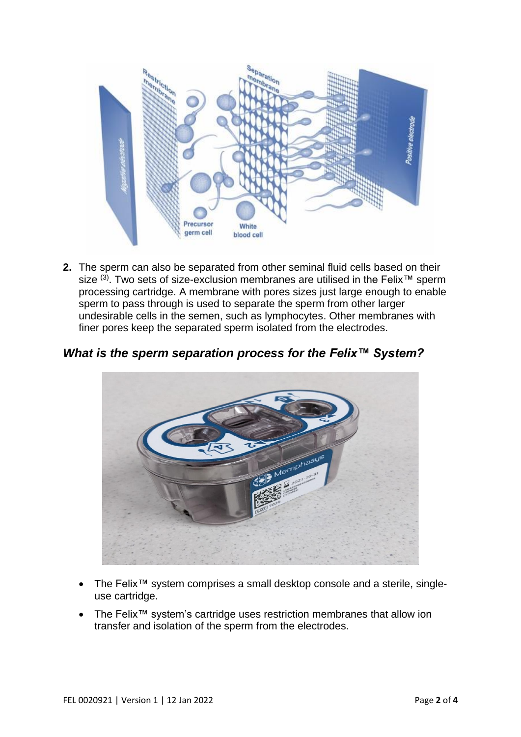2. The sperm can also be separated from other seminal fluid cells based on their size [3]. Two sets of size-exclusion membranes are utilised in the Felix™ sperm processing cartridge. A membrane with pores sizes just large enough to enable sperm to pass through is used to separate the sperm from other larger undesirable cells in the semen, such as lymphocytes. Other membranes with finer pores keep the separated sperm isolated from the electrodes.

## *What is the sperm separation process for the Felix™ System?*

- The Felix™ system comprises a small desktop console and a sterile, single-use cartridge.
- The Felix™ system's cartridge uses restriction membranes that allow ion transfer and isolation of the sperm from the electrodes.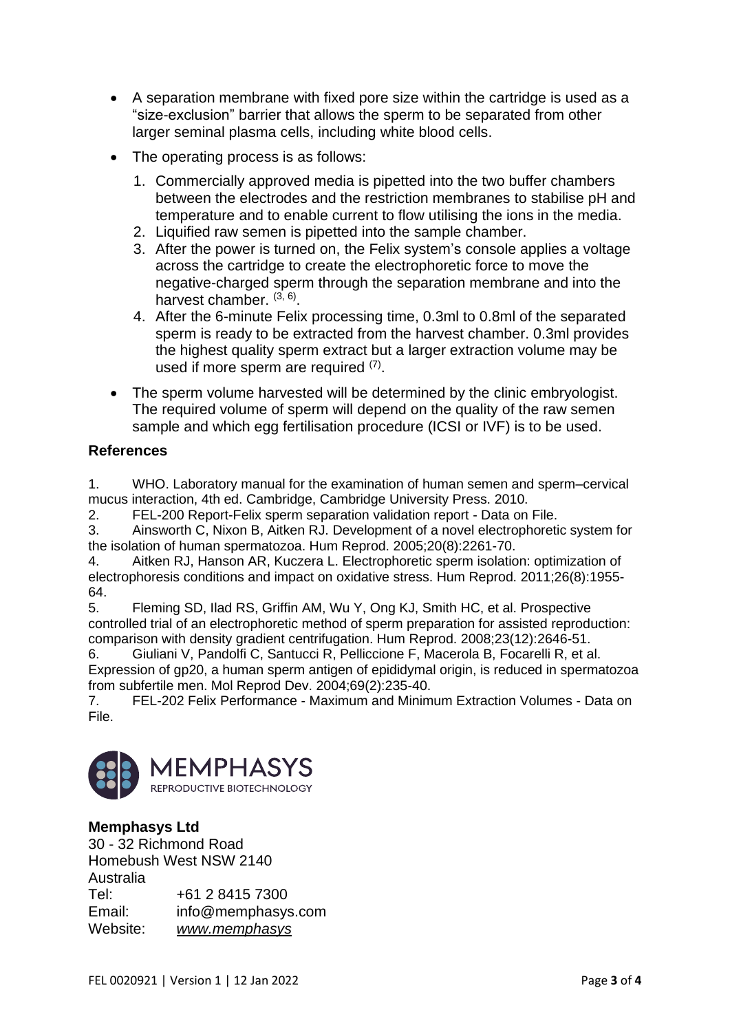- A separation membrane with fixed pore size within the cartridge is used as a "size-exclusion" barrier that allows the sperm to be separated from other larger seminal plasma cells, including white blood cells.
- The operating process is as follows:
  1. Commercially approved media is pipetted into the two buffer chambers between the electrodes and the restriction membranes to stabilise pH and temperature and to enable current to flow utilising the ions in the media.
  2. Liquified raw semen is pipetted into the sample chamber.
  3. After the power is turned on, the Felix system's console applies a voltage across the cartridge to create the electrophoretic force to move the negative-charged sperm through the separation membrane and into the harvest chamber. [3, 6].
  4. After the 6-minute Felix processing time, 0.3ml to 0.8ml of the separated sperm is ready to be extracted from the harvest chamber. 0.3ml provides the highest quality sperm extract but a larger extraction volume may be used if more sperm are required [7].
- The sperm volume harvested will be determined by the clinic embryologist. The required volume of sperm will depend on the quality of the raw semen sample and which egg fertilisation procedure (ICSI or IVF) is to be used.

### References

1. WHO. Laboratory manual for the examination of human semen and sperm–cervical mucus interaction, 4th ed. Cambridge, Cambridge University Press. 2010.
2. FEL-200 Report-Felix sperm separation validation report - Data on File.
3. Ainsworth C, Nixon B, Aitken RJ. Development of a novel electrophoretic system for the isolation of human spermatozoa. Hum Reprod. 2005;20(8):2261-70.
4. Aitken RJ, Hanson AR, Kuczera L. Electrophoretic sperm isolation: optimization of electrophoresis conditions and impact on oxidative stress. Hum Reprod. 2011;26(8):1955-64.
5. Fleming SD, Ilad RS, Griffin AM, Wu Y, Ong KJ, Smith HC, et al. Prospective controlled trial of an electrophoretic method of sperm preparation for assisted reproduction: comparison with density gradient centrifugation. Hum Reprod. 2008;23(12):2646-51.
6. Giuliani V, Pandolfi C, Santucci R, Pelliccione F, Macerola B, Focarelli R, et al. Expression of gp20, a human sperm antigen of epididymal origin, is reduced in spermatozoa from subfertile men. Mol Reprod Dev. 2004;69(2):235-40.
7. FEL-202 Felix Performance - Maximum and Minimum Extraction Volumes - Data on File.

MEMPHASYS
REPRODUCTIVE BIOTECHNOLOGY

**Memphasys Ltd**
30 - 32 Richmond Road
Homebush West NSW 2140
Australia
Tel: +61 2 8415 7300
Email: info@memphasys.com
Website: *www.memphasys*

FEL 0020921 | Version 1 | 12 Jan 2022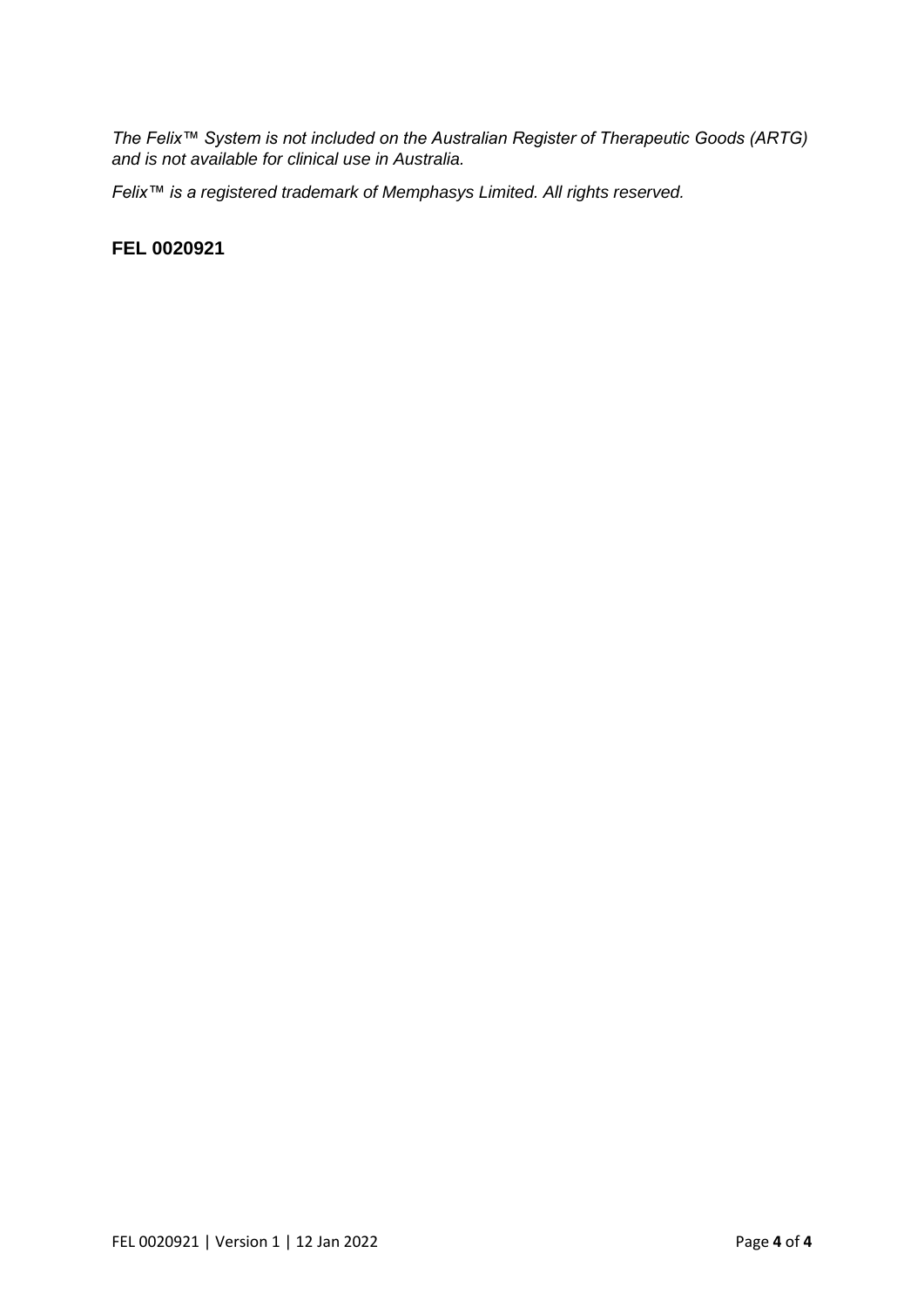*The Felix™ System is not included on the Australian Register of Therapeutic Goods (ARTG) and is not available for clinical use in Australia.*

*Felix™ is a registered trademark of Memphasys Limited. All rights reserved.*

**FEL 0020921**